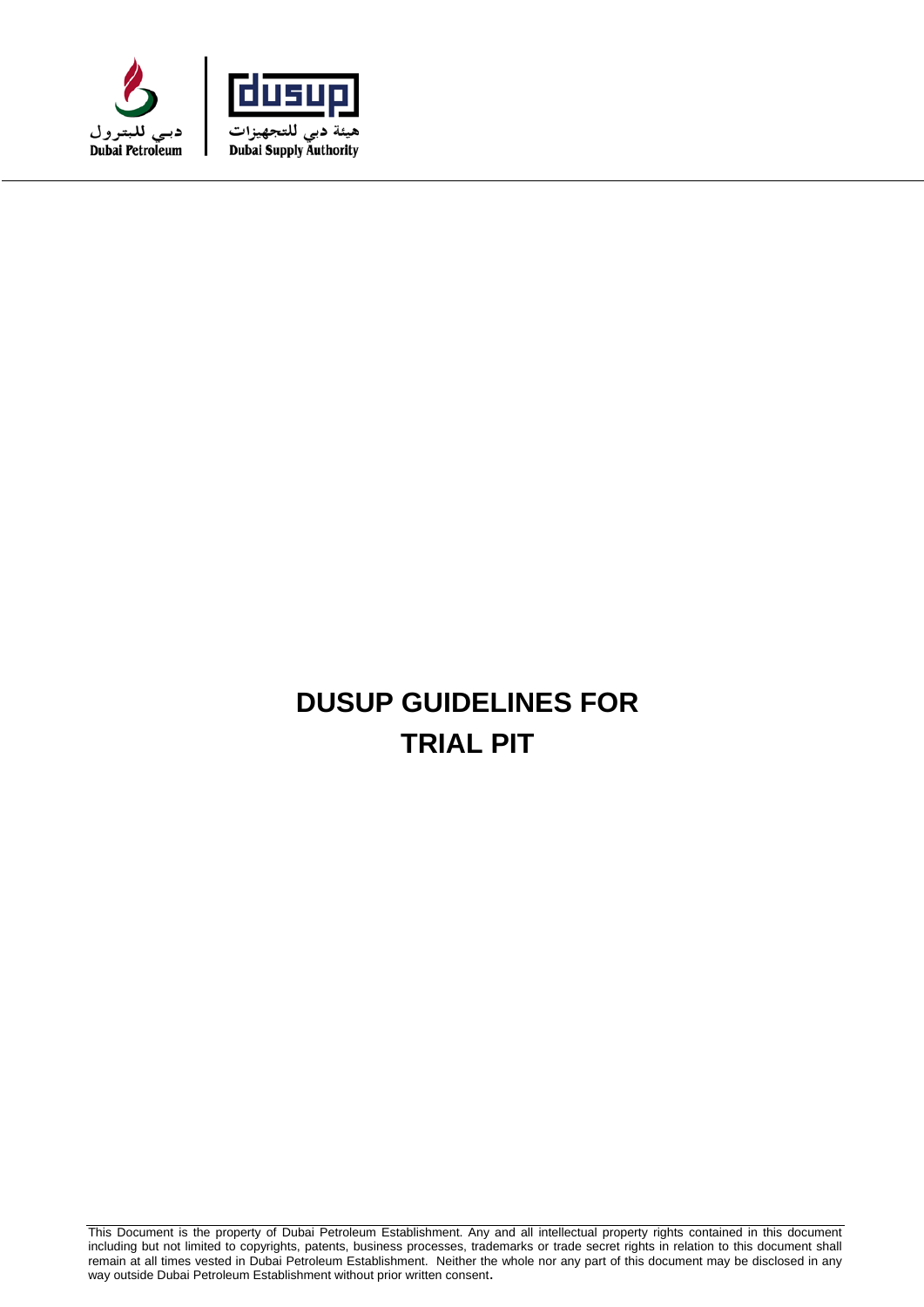# DUSUP GUIDELINES FOR TRIAL PIT

This Document is the property of Dubai Petroleum Establishment. Any and all intellectual property rights contained in this document including but not limited to copyrights, patents, business processes, trademarks or trade secret rights in relation to this document shall remain at all times vested in Dubai Petroleum Establishment. Neither the whole nor any part of this document may be disclosed in any way outside Dubai Petroleum Establishment without prior written consent.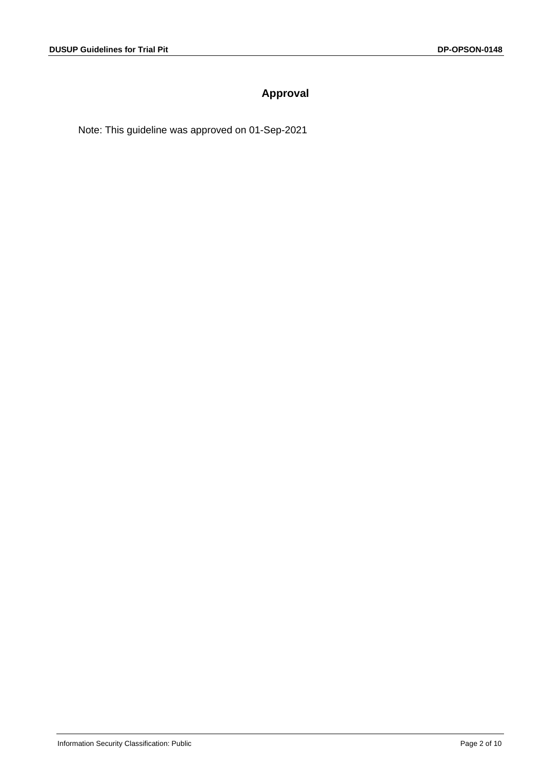# Approval

Note: This guideline was approved on 01-Sep-2021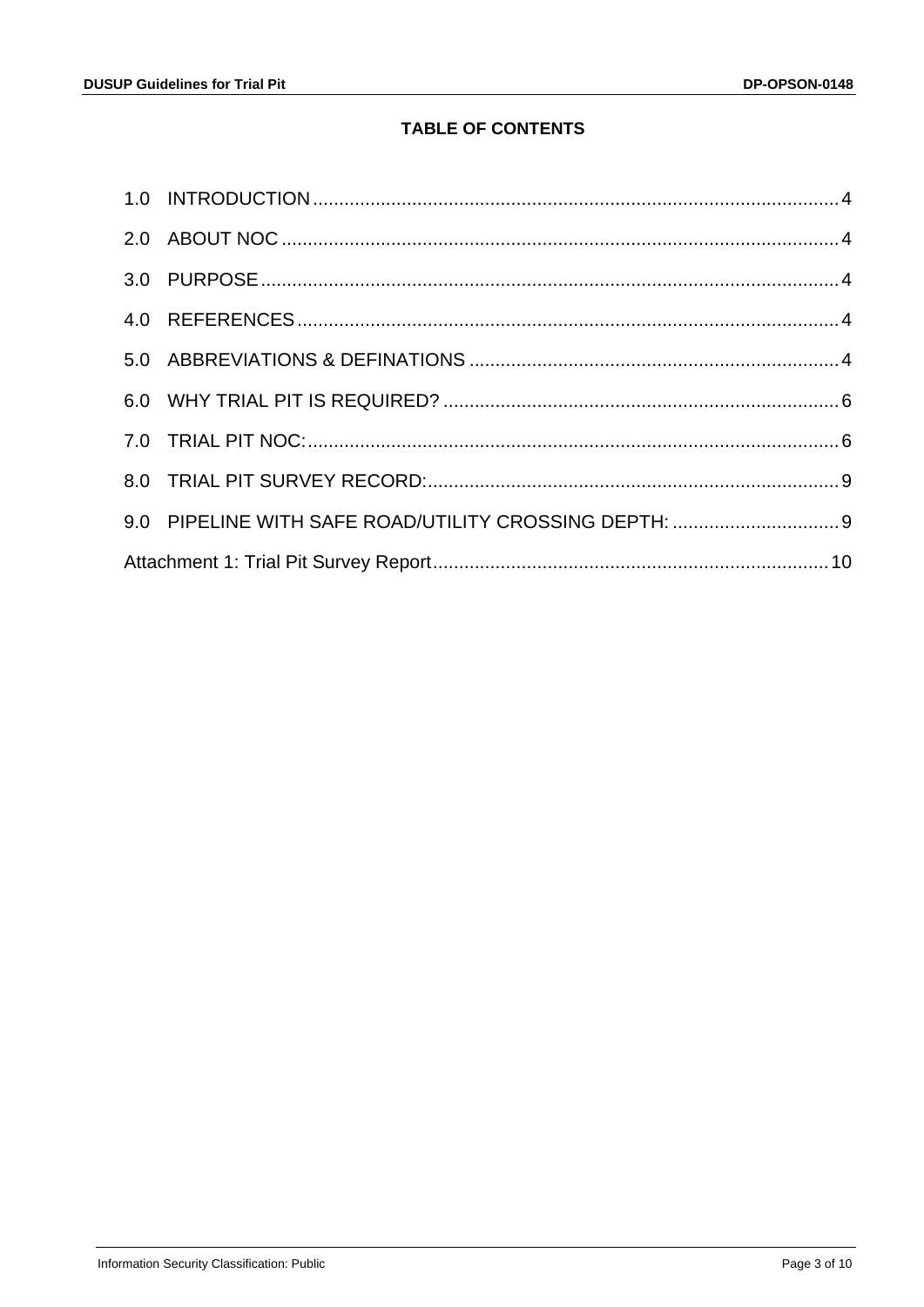## TABLE OF CONTENTS

1.0 INTRODUCTION .................................................................................................... 4

2.0 ABOUT NOC .......................................................................................................... 4

3.0 PURPOSE .............................................................................................................. 4

4.0 REFERENCES ....................................................................................................... 4

5.0 ABBREVIATIONS & DEFINATIONS ...................................................................... 4

6.0 WHY TRIAL PIT IS REQUIRED? ........................................................................... 6

7.0 TRIAL PIT NOC: .................................................................................................... 6

8.0 TRIAL PIT SURVEY RECORD: .............................................................................. 9

9.0 PIPELINE WITH SAFE ROAD/UTILITY CROSSING DEPTH: ................................ 9

Attachment 1: Trial Pit Survey Report ........................................................................... 10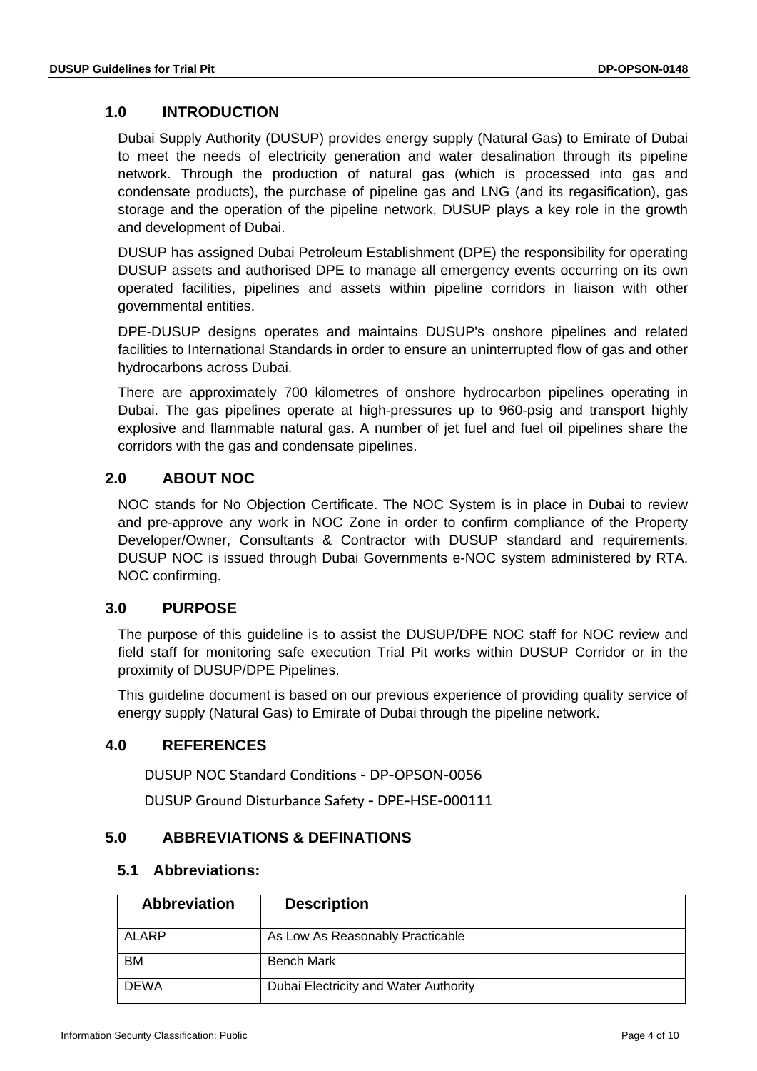## 1.0 INTRODUCTION

Dubai Supply Authority (DUSUP) provides energy supply (Natural Gas) to Emirate of Dubai to meet the needs of electricity generation and water desalination through its pipeline network. Through the production of natural gas (which is processed into gas and condensate products), the purchase of pipeline gas and LNG (and its regasification), gas storage and the operation of the pipeline network, DUSUP plays a key role in the growth and development of Dubai.

DUSUP has assigned Dubai Petroleum Establishment (DPE) the responsibility for operating DUSUP assets and authorised DPE to manage all emergency events occurring on its own operated facilities, pipelines and assets within pipeline corridors in liaison with other governmental entities.

DPE-DUSUP designs operates and maintains DUSUP's onshore pipelines and related facilities to International Standards in order to ensure an uninterrupted flow of gas and other hydrocarbons across Dubai.

There are approximately 700 kilometres of onshore hydrocarbon pipelines operating in Dubai. The gas pipelines operate at high-pressures up to 960-psig and transport highly explosive and flammable natural gas. A number of jet fuel and fuel oil pipelines share the corridors with the gas and condensate pipelines.

## 2.0 ABOUT NOC

NOC stands for No Objection Certificate. The NOC System is in place in Dubai to review and pre-approve any work in NOC Zone in order to confirm compliance of the Property Developer/Owner, Consultants & Contractor with DUSUP standard and requirements. DUSUP NOC is issued through Dubai Governments e-NOC system administered by RTA. NOC confirming.

## 3.0 PURPOSE

The purpose of this guideline is to assist the DUSUP/DPE NOC staff for NOC review and field staff for monitoring safe execution Trial Pit works within DUSUP Corridor or in the proximity of DUSUP/DPE Pipelines.

This guideline document is based on our previous experience of providing quality service of energy supply (Natural Gas) to Emirate of Dubai through the pipeline network.

## 4.0 REFERENCES

DUSUP NOC Standard Conditions - DP-OPSON-0056

DUSUP Ground Disturbance Safety - DPE-HSE-000111

## 5.0 ABBREVIATIONS & DEFINATIONS

### 5.1 Abbreviations:

| Abbreviation | Description |
|---|---|
| ALARP | As Low As Reasonably Practicable |
| BM | Bench Mark |
| DEWA | Dubai Electricity and Water Authority |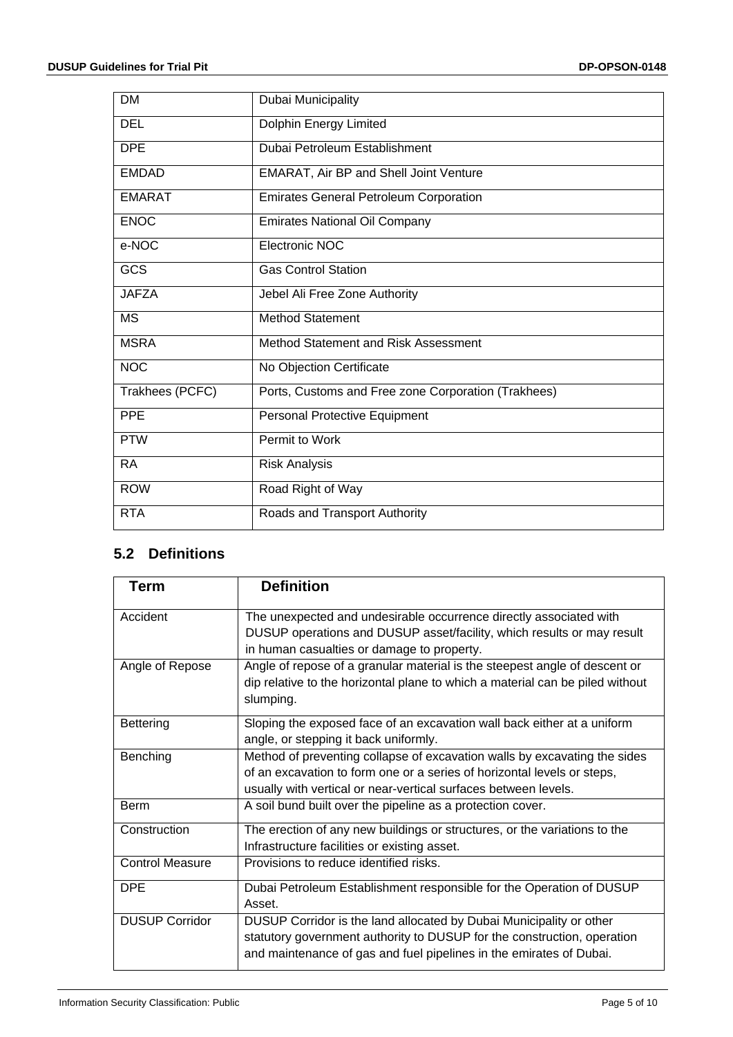| | |
|---|---|
| DM | Dubai Municipality |
| DEL | Dolphin Energy Limited |
| DPE | Dubai Petroleum Establishment |
| EMDAD | EMARAT, Air BP and Shell Joint Venture |
| EMARAT | Emirates General Petroleum Corporation |
| ENOC | Emirates National Oil Company |
| e-NOC | Electronic NOC |
| GCS | Gas Control Station |
| JAFZA | Jebel Ali Free Zone Authority |
| MS | Method Statement |
| MSRA | Method Statement and Risk Assessment |
| NOC | No Objection Certificate |
| Trakhees (PCFC) | Ports, Customs and Free zone Corporation (Trakhees) |
| PPE | Personal Protective Equipment |
| PTW | Permit to Work |
| RA | Risk Analysis |
| ROW | Road Right of Way |
| RTA | Roads and Transport Authority |

## 5.2 Definitions

| Term | Definition |
|---|---|
| Accident | The unexpected and undesirable occurrence directly associated with DUSUP operations and DUSUP asset/facility, which results or may result in human casualties or damage to property. |
| Angle of Repose | Angle of repose of a granular material is the steepest angle of descent or dip relative to the horizontal plane to which a material can be piled without slumping. |
| Bettering | Sloping the exposed face of an excavation wall back either at a uniform angle, or stepping it back uniformly. |
| Benching | Method of preventing collapse of excavation walls by excavating the sides of an excavation to form one or a series of horizontal levels or steps, usually with vertical or near-vertical surfaces between levels. |
| Berm | A soil bund built over the pipeline as a protection cover. |
| Construction | The erection of any new buildings or structures, or the variations to the Infrastructure facilities or existing asset. |
| Control Measure | Provisions to reduce identified risks. |
| DPE | Dubai Petroleum Establishment responsible for the Operation of DUSUP Asset. |
| DUSUP Corridor | DUSUP Corridor is the land allocated by Dubai Municipality or other statutory government authority to DUSUP for the construction, operation and maintenance of gas and fuel pipelines in the emirates of Dubai. |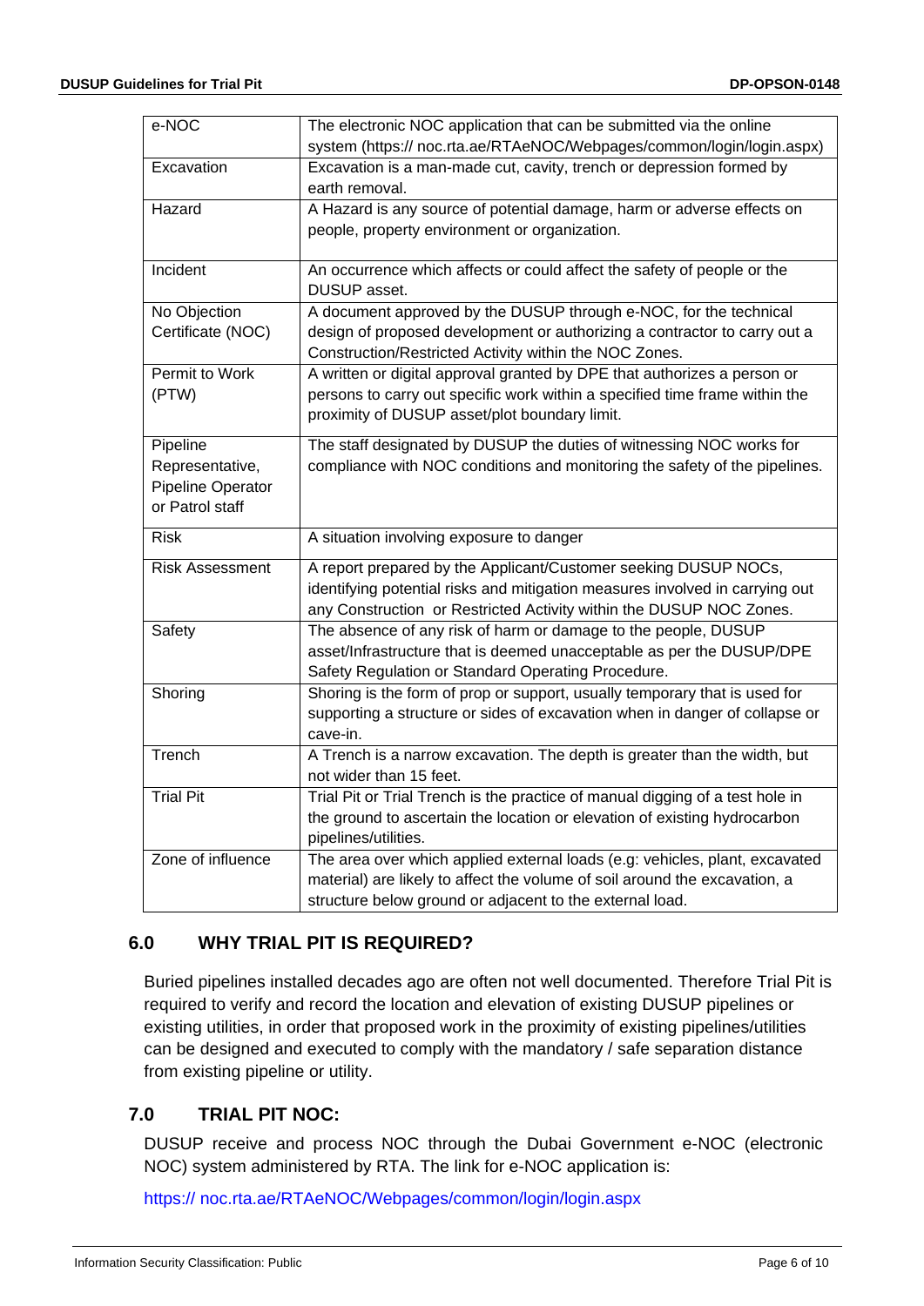| e-NOC | The electronic NOC application that can be submitted via the online system (https:// noc.rta.ae/RTAeNOC/Webpages/common/login/login.aspx) |
|---|---|
| Excavation | Excavation is a man-made cut, cavity, trench or depression formed by earth removal. |
| Hazard | A Hazard is any source of potential damage, harm or adverse effects on people, property environment or organization. |
| Incident | An occurrence which affects or could affect the safety of people or the DUSUP asset. |
| No Objection Certificate (NOC) | A document approved by the DUSUP through e-NOC, for the technical design of proposed development or authorizing a contractor to carry out a Construction/Restricted Activity within the NOC Zones. |
| Permit to Work (PTW) | A written or digital approval granted by DPE that authorizes a person or persons to carry out specific work within a specified time frame within the proximity of DUSUP asset/plot boundary limit. |
| Pipeline Representative, Pipeline Operator or Patrol staff | The staff designated by DUSUP the duties of witnessing NOC works for compliance with NOC conditions and monitoring the safety of the pipelines. |
| Risk | A situation involving exposure to danger |
| Risk Assessment | A report prepared by the Applicant/Customer seeking DUSUP NOCs, identifying potential risks and mitigation measures involved in carrying out any Construction or Restricted Activity within the DUSUP NOC Zones. |
| Safety | The absence of any risk of harm or damage to the people, DUSUP asset/Infrastructure that is deemed unacceptable as per the DUSUP/DPE Safety Regulation or Standard Operating Procedure. |
| Shoring | Shoring is the form of prop or support, usually temporary that is used for supporting a structure or sides of excavation when in danger of collapse or cave-in. |
| Trench | A Trench is a narrow excavation. The depth is greater than the width, but not wider than 15 feet. |
| Trial Pit | Trial Pit or Trial Trench is the practice of manual digging of a test hole in the ground to ascertain the location or elevation of existing hydrocarbon pipelines/utilities. |
| Zone of influence | The area over which applied external loads (e.g: vehicles, plant, excavated material) are likely to affect the volume of soil around the excavation, a structure below ground or adjacent to the external load. |

## 6.0 WHY TRIAL PIT IS REQUIRED?

Buried pipelines installed decades ago are often not well documented. Therefore Trial Pit is required to verify and record the location and elevation of existing DUSUP pipelines or existing utilities, in order that proposed work in the proximity of existing pipelines/utilities can be designed and executed to comply with the mandatory / safe separation distance from existing pipeline or utility.

## 7.0 TRIAL PIT NOC:

DUSUP receive and process NOC through the Dubai Government e-NOC (electronic NOC) system administered by RTA. The link for e-NOC application is:

https:// noc.rta.ae/RTAeNOC/Webpages/common/login/login.aspx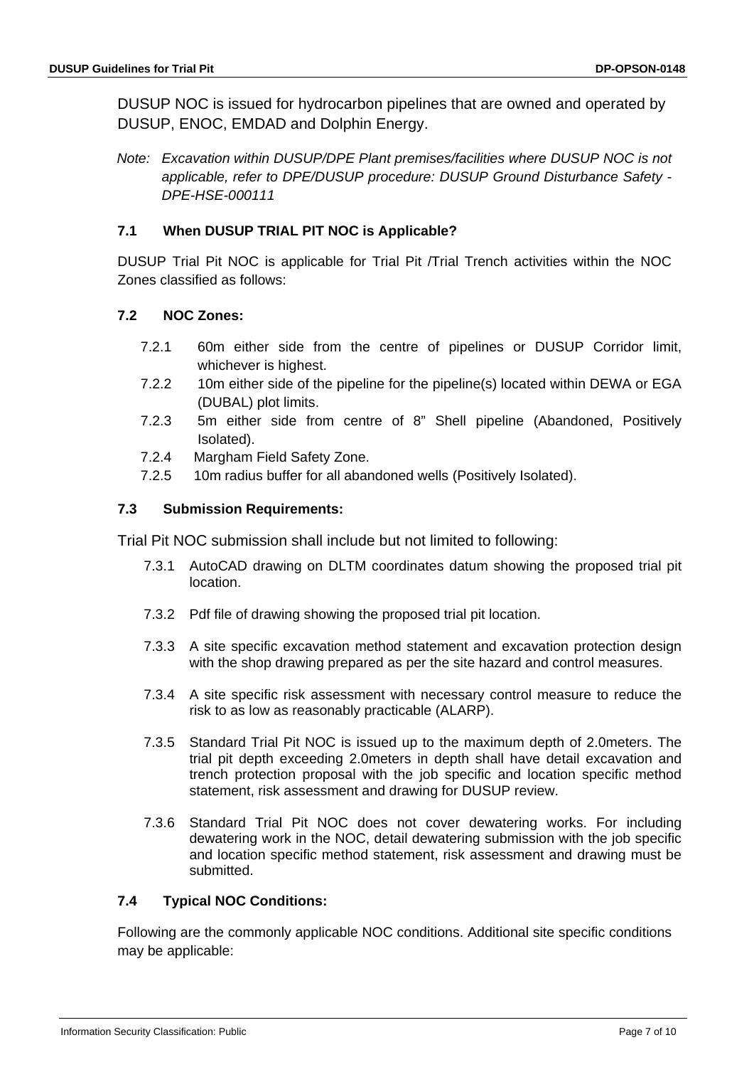DUSUP NOC is issued for hydrocarbon pipelines that are owned and operated by DUSUP, ENOC, EMDAD and Dolphin Energy.

*Note: Excavation within DUSUP/DPE Plant premises/facilities where DUSUP NOC is not applicable, refer to DPE/DUSUP procedure: DUSUP Ground Disturbance Safety - DPE-HSE-000111*

### 7.1 When DUSUP TRIAL PIT NOC is Applicable?

DUSUP Trial Pit NOC is applicable for Trial Pit /Trial Trench activities within the NOC Zones classified as follows:

### 7.2 NOC Zones:

- 7.2.1 60m either side from the centre of pipelines or DUSUP Corridor limit, whichever is highest.
- 7.2.2 10m either side of the pipeline for the pipeline(s) located within DEWA or EGA (DUBAL) plot limits.
- 7.2.3 5m either side from centre of 8" Shell pipeline (Abandoned, Positively Isolated).
- 7.2.4 Margham Field Safety Zone.
- 7.2.5 10m radius buffer for all abandoned wells (Positively Isolated).

### 7.3 Submission Requirements:

Trial Pit NOC submission shall include but not limited to following:

- 7.3.1 AutoCAD drawing on DLTM coordinates datum showing the proposed trial pit location.
- 7.3.2 Pdf file of drawing showing the proposed trial pit location.
- 7.3.3 A site specific excavation method statement and excavation protection design with the shop drawing prepared as per the site hazard and control measures.
- 7.3.4 A site specific risk assessment with necessary control measure to reduce the risk to as low as reasonably practicable (ALARP).
- 7.3.5 Standard Trial Pit NOC is issued up to the maximum depth of 2.0meters. The trial pit depth exceeding 2.0meters in depth shall have detail excavation and trench protection proposal with the job specific and location specific method statement, risk assessment and drawing for DUSUP review.
- 7.3.6 Standard Trial Pit NOC does not cover dewatering works. For including dewatering work in the NOC, detail dewatering submission with the job specific and location specific method statement, risk assessment and drawing must be submitted.

### 7.4 Typical NOC Conditions:

Following are the commonly applicable NOC conditions. Additional site specific conditions may be applicable: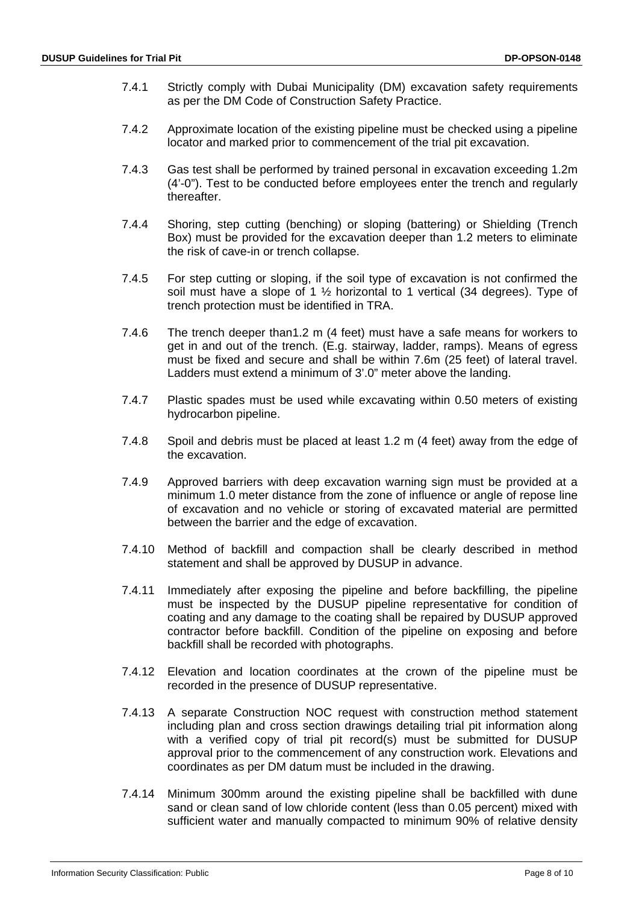7.4.1 Strictly comply with Dubai Municipality (DM) excavation safety requirements as per the DM Code of Construction Safety Practice.

7.4.2 Approximate location of the existing pipeline must be checked using a pipeline locator and marked prior to commencement of the trial pit excavation.

7.4.3 Gas test shall be performed by trained personal in excavation exceeding 1.2m (4'-0"). Test to be conducted before employees enter the trench and regularly thereafter.

7.4.4 Shoring, step cutting (benching) or sloping (battering) or Shielding (Trench Box) must be provided for the excavation deeper than 1.2 meters to eliminate the risk of cave-in or trench collapse.

7.4.5 For step cutting or sloping, if the soil type of excavation is not confirmed the soil must have a slope of 1 ½ horizontal to 1 vertical (34 degrees). Type of trench protection must be identified in TRA.

7.4.6 The trench deeper than1.2 m (4 feet) must have a safe means for workers to get in and out of the trench. (E.g. stairway, ladder, ramps). Means of egress must be fixed and secure and shall be within 7.6m (25 feet) of lateral travel. Ladders must extend a minimum of 3'.0" meter above the landing.

7.4.7 Plastic spades must be used while excavating within 0.50 meters of existing hydrocarbon pipeline.

7.4.8 Spoil and debris must be placed at least 1.2 m (4 feet) away from the edge of the excavation.

7.4.9 Approved barriers with deep excavation warning sign must be provided at a minimum 1.0 meter distance from the zone of influence or angle of repose line of excavation and no vehicle or storing of excavated material are permitted between the barrier and the edge of excavation.

7.4.10 Method of backfill and compaction shall be clearly described in method statement and shall be approved by DUSUP in advance.

7.4.11 Immediately after exposing the pipeline and before backfilling, the pipeline must be inspected by the DUSUP pipeline representative for condition of coating and any damage to the coating shall be repaired by DUSUP approved contractor before backfill. Condition of the pipeline on exposing and before backfill shall be recorded with photographs.

7.4.12 Elevation and location coordinates at the crown of the pipeline must be recorded in the presence of DUSUP representative.

7.4.13 A separate Construction NOC request with construction method statement including plan and cross section drawings detailing trial pit information along with a verified copy of trial pit record(s) must be submitted for DUSUP approval prior to the commencement of any construction work. Elevations and coordinates as per DM datum must be included in the drawing.

7.4.14 Minimum 300mm around the existing pipeline shall be backfilled with dune sand or clean sand of low chloride content (less than 0.05 percent) mixed with sufficient water and manually compacted to minimum 90% of relative density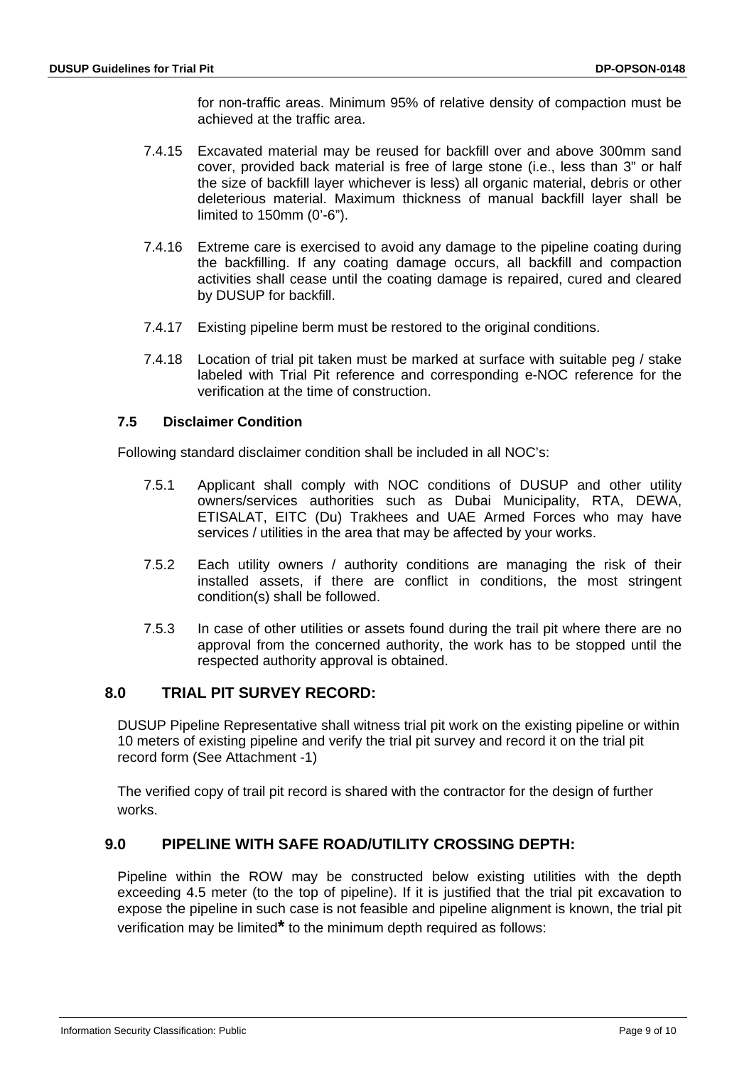for non-traffic areas. Minimum 95% of relative density of compaction must be achieved at the traffic area.

7.4.15 Excavated material may be reused for backfill over and above 300mm sand cover, provided back material is free of large stone (i.e., less than 3" or half the size of backfill layer whichever is less) all organic material, debris or other deleterious material. Maximum thickness of manual backfill layer shall be limited to 150mm (0'-6").

7.4.16 Extreme care is exercised to avoid any damage to the pipeline coating during the backfilling. If any coating damage occurs, all backfill and compaction activities shall cease until the coating damage is repaired, cured and cleared by DUSUP for backfill.

7.4.17 Existing pipeline berm must be restored to the original conditions.

7.4.18 Location of trial pit taken must be marked at surface with suitable peg / stake labeled with Trial Pit reference and corresponding e-NOC reference for the verification at the time of construction.

### 7.5 Disclaimer Condition

Following standard disclaimer condition shall be included in all NOC's:

7.5.1 Applicant shall comply with NOC conditions of DUSUP and other utility owners/services authorities such as Dubai Municipality, RTA, DEWA, ETISALAT, EITC (Du) Trakhees and UAE Armed Forces who may have services / utilities in the area that may be affected by your works.

7.5.2 Each utility owners / authority conditions are managing the risk of their installed assets, if there are conflict in conditions, the most stringent condition(s) shall be followed.

7.5.3 In case of other utilities or assets found during the trail pit where there are no approval from the concerned authority, the work has to be stopped until the respected authority approval is obtained.

## 8.0 TRIAL PIT SURVEY RECORD:

DUSUP Pipeline Representative shall witness trial pit work on the existing pipeline or within 10 meters of existing pipeline and verify the trial pit survey and record it on the trial pit record form (See Attachment -1)

The verified copy of trail pit record is shared with the contractor for the design of further works.

## 9.0 PIPELINE WITH SAFE ROAD/UTILITY CROSSING DEPTH:

Pipeline within the ROW may be constructed below existing utilities with the depth exceeding 4.5 meter (to the top of pipeline). If it is justified that the trial pit excavation to expose the pipeline in such case is not feasible and pipeline alignment is known, the trial pit verification may be limited* to the minimum depth required as follows: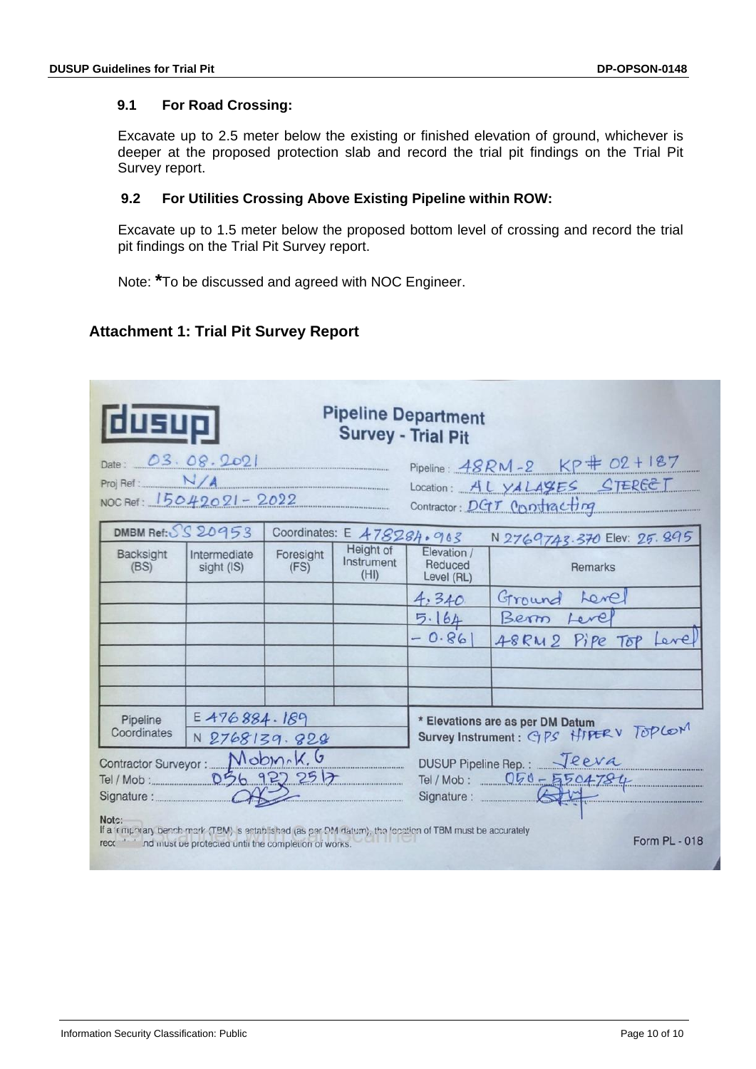### 9.1 For Road Crossing:

Excavate up to 2.5 meter below the existing or finished elevation of ground, whichever is deeper at the proposed protection slab and record the trial pit findings on the Trial Pit Survey report.

### 9.2 For Utilities Crossing Above Existing Pipeline within ROW:

Excavate up to 1.5 meter below the proposed bottom level of crossing and record the trial pit findings on the Trial Pit Survey report.

Note: *To be discussed and agreed with NOC Engineer.

## Attachment 1: Trial Pit Survey Report

**dusup**

**Pipeline Department**
**Survey - Trial Pit**

Date: 03.08.2021
Proj Ref: N/A
NOC Ref: 15042021 - 2022

Pipeline: 48RM-2 KP# 02+187
Location: AL YALAYES STEREET
Contractor: DGT Contracting

DMBM Ref: SS 20953 | Coordinates: E 478284.903 N 2769743.370 Elev: 25.895

| Backsight (BS) | Intermediate sight (IS) | Foresight (FS) | Height of Instrument (HI) | Elevation / Reduced Level (RL) | Remarks |
|---|---|---|---|---|---|
| | | | | 4.340 | Ground Level |
| | | | | 5.164 | Berm Level |
| | | | | - 0.861 | 48RM2 Pipe Top Level |
| | | | | | |
| | | | | | |
| | | | | | |

Pipeline Coordinates: E 476884.189 N 2768139.828

* Elevations are as per DM Datum
Survey Instrument: GPS HIPER V TOPCOM

Contractor Surveyor: Mobin K.G
Tel / Mob: 056 9272517
Signature: [signature]

DUSUP Pipeline Rep.: Jeeva
Tel / Mob: 050-5504784
Signature: [signature]

Note:
If a temporary bench mark (TBM) is established (as per DM datum), the location of TBM must be accurately recorded and must be protected until the completion of works.

Form PL - 018